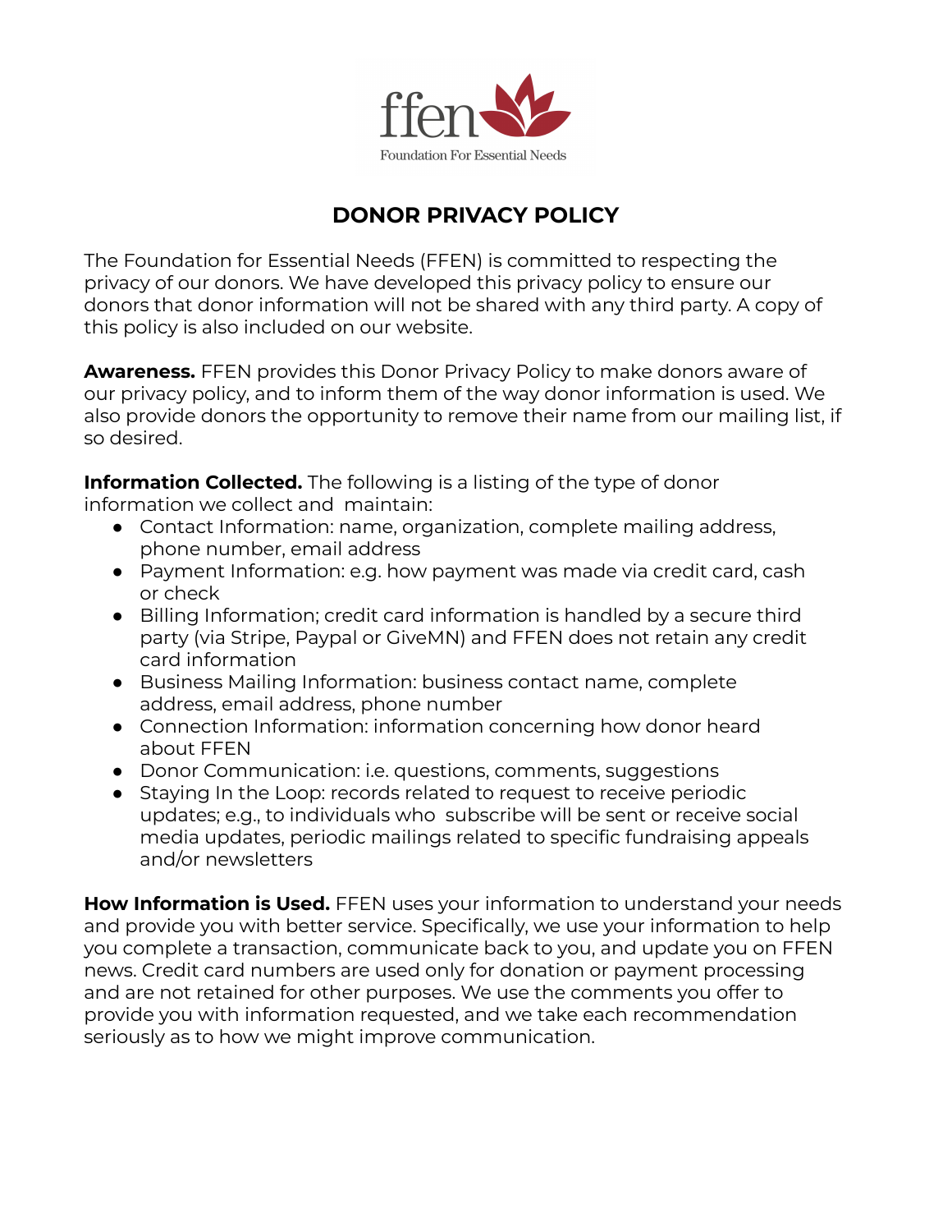ffen
Foundation For Essential Needs

# DONOR PRIVACY POLICY

The Foundation for Essential Needs (FFEN) is committed to respecting the privacy of our donors. We have developed this privacy policy to ensure our donors that donor information will not be shared with any third party. A copy of this policy is also included on our website.

**Awareness.** FFEN provides this Donor Privacy Policy to make donors aware of our privacy policy, and to inform them of the way donor information is used. We also provide donors the opportunity to remove their name from our mailing list, if so desired.

**Information Collected.** The following is a listing of the type of donor information we collect and maintain:

- Contact Information: name, organization, complete mailing address, phone number, email address
- Payment Information: e.g. how payment was made via credit card, cash or check
- Billing Information; credit card information is handled by a secure third party (via Stripe, Paypal or GiveMN) and FFEN does not retain any credit card information
- Business Mailing Information: business contact name, complete address, email address, phone number
- Connection Information: information concerning how donor heard about FFEN
- Donor Communication: i.e. questions, comments, suggestions
- Staying In the Loop: records related to request to receive periodic updates; e.g., to individuals who subscribe will be sent or receive social media updates, periodic mailings related to specific fundraising appeals and/or newsletters

**How Information is Used.** FFEN uses your information to understand your needs and provide you with better service. Specifically, we use your information to help you complete a transaction, communicate back to you, and update you on FFEN news. Credit card numbers are used only for donation or payment processing and are not retained for other purposes. We use the comments you offer to provide you with information requested, and we take each recommendation seriously as to how we might improve communication.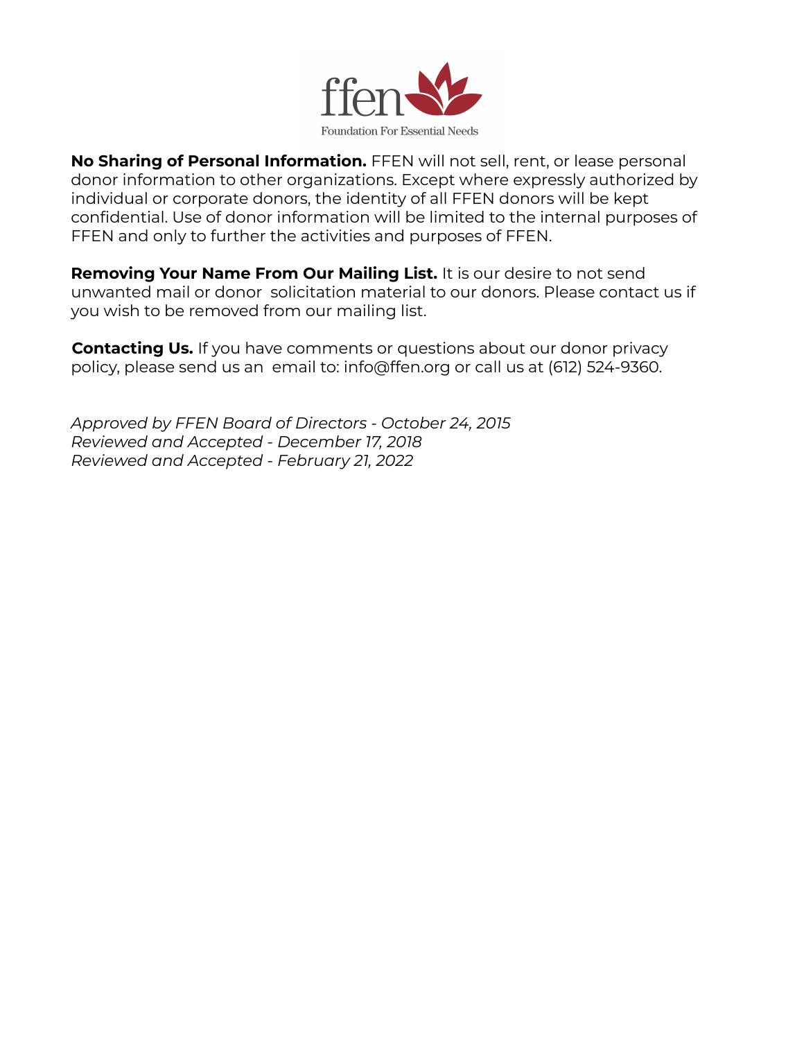ffen

Foundation For Essential Needs

**No Sharing of Personal Information.** FFEN will not sell, rent, or lease personal donor information to other organizations. Except where expressly authorized by individual or corporate donors, the identity of all FFEN donors will be kept confidential. Use of donor information will be limited to the internal purposes of FFEN and only to further the activities and purposes of FFEN.

**Removing Your Name From Our Mailing List.** It is our desire to not send unwanted mail or donor solicitation material to our donors. Please contact us if you wish to be removed from our mailing list.

**Contacting Us.** If you have comments or questions about our donor privacy policy, please send us an email to: info@ffen.org or call us at (612) 524-9360.

*Approved by FFEN Board of Directors - October 24, 2015*
*Reviewed and Accepted - December 17, 2018*
*Reviewed and Accepted - February 21, 2022*